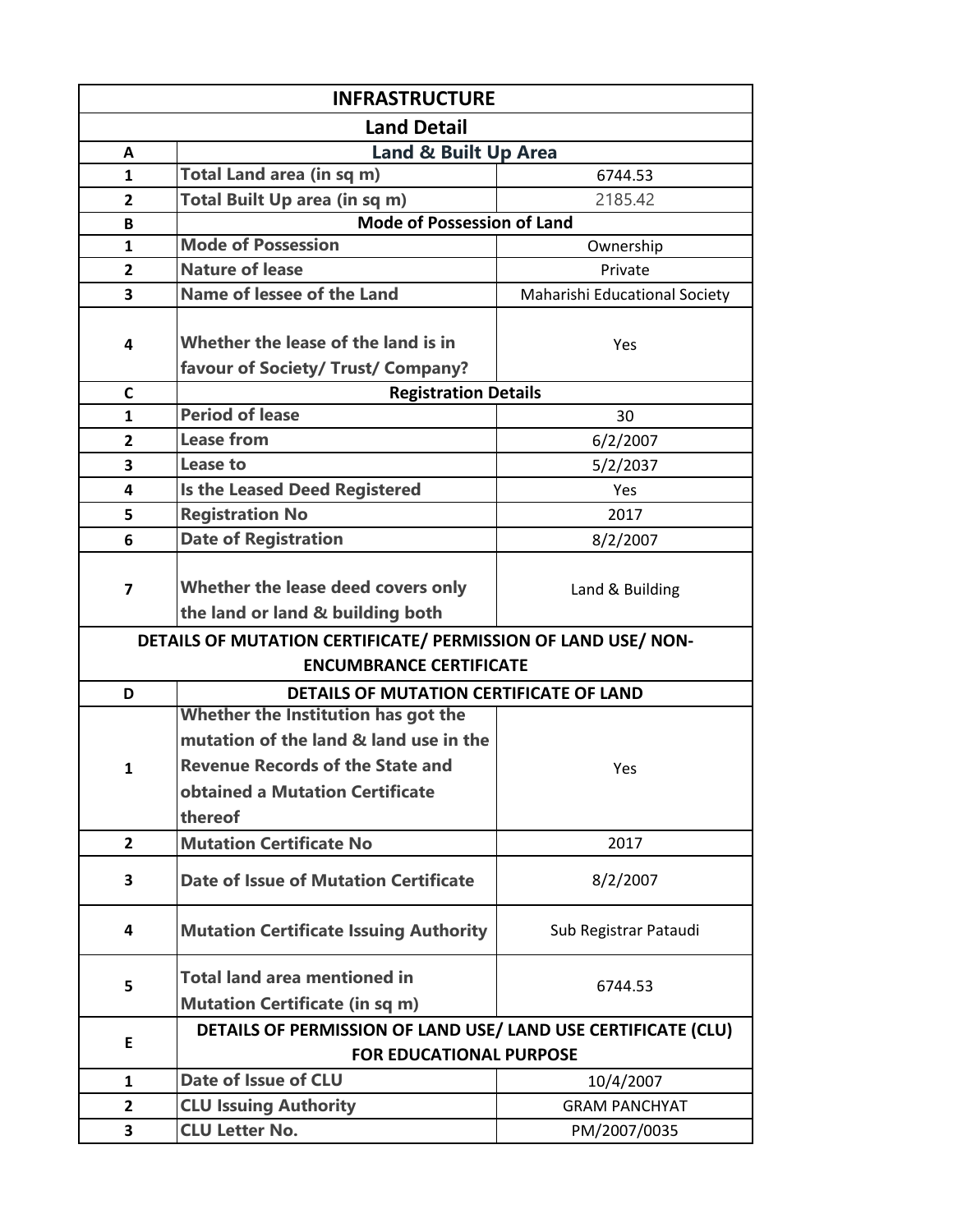| INFRASTRUCTURE | | |
|---|---|---|
| **Land Detail** | | |
| **A** | **Land & Built Up Area** | |
| 1 | **Total Land area (in sq m)** | 6744.53 |
| 2 | **Total Built Up area (in sq m)** | 2185.42 |
| **B** | **Mode of Possession of Land** | |
| 1 | **Mode of Possession** | Ownership |
| 2 | **Nature of lease** | Private |
| 3 | **Name of lessee of the Land** | Maharishi Educational Society |
| 4 | **Whether the lease of the land is in favour of Society/ Trust/ Company?** | Yes |
| **C** | **Registration Details** | |
| 1 | **Period of lease** | 30 |
| 2 | **Lease from** | 6/2/2007 |
| 3 | **Lease to** | 5/2/2037 |
| 4 | **Is the Leased Deed Registered** | Yes |
| 5 | **Registration No** | 2017 |
| 6 | **Date of Registration** | 8/2/2007 |
| 7 | **Whether the lease deed covers only the land or land & building both** | Land & Building |
| **DETAILS OF MUTATION CERTIFICATE/ PERMISSION OF LAND USE/ NON-ENCUMBRANCE CERTIFICATE** | | |
| **D** | **DETAILS OF MUTATION CERTIFICATE OF LAND** | |
| 1 | **Whether the Institution has got the mutation of the land & land use in the Revenue Records of the State and obtained a Mutation Certificate thereof** | Yes |
| 2 | **Mutation Certificate No** | 2017 |
| 3 | **Date of Issue of Mutation Certificate** | 8/2/2007 |
| 4 | **Mutation Certificate Issuing Authority** | Sub Registrar Pataudi |
| 5 | **Total land area mentioned in Mutation Certificate (in sq m)** | 6744.53 |
| **E** | **DETAILS OF PERMISSION OF LAND USE/ LAND USE CERTIFICATE (CLU) FOR EDUCATIONAL PURPOSE** | |
| 1 | **Date of Issue of CLU** | 10/4/2007 |
| 2 | **CLU Issuing Authority** | GRAM PANCHYAT |
| 3 | **CLU Letter No.** | PM/2007/0035 |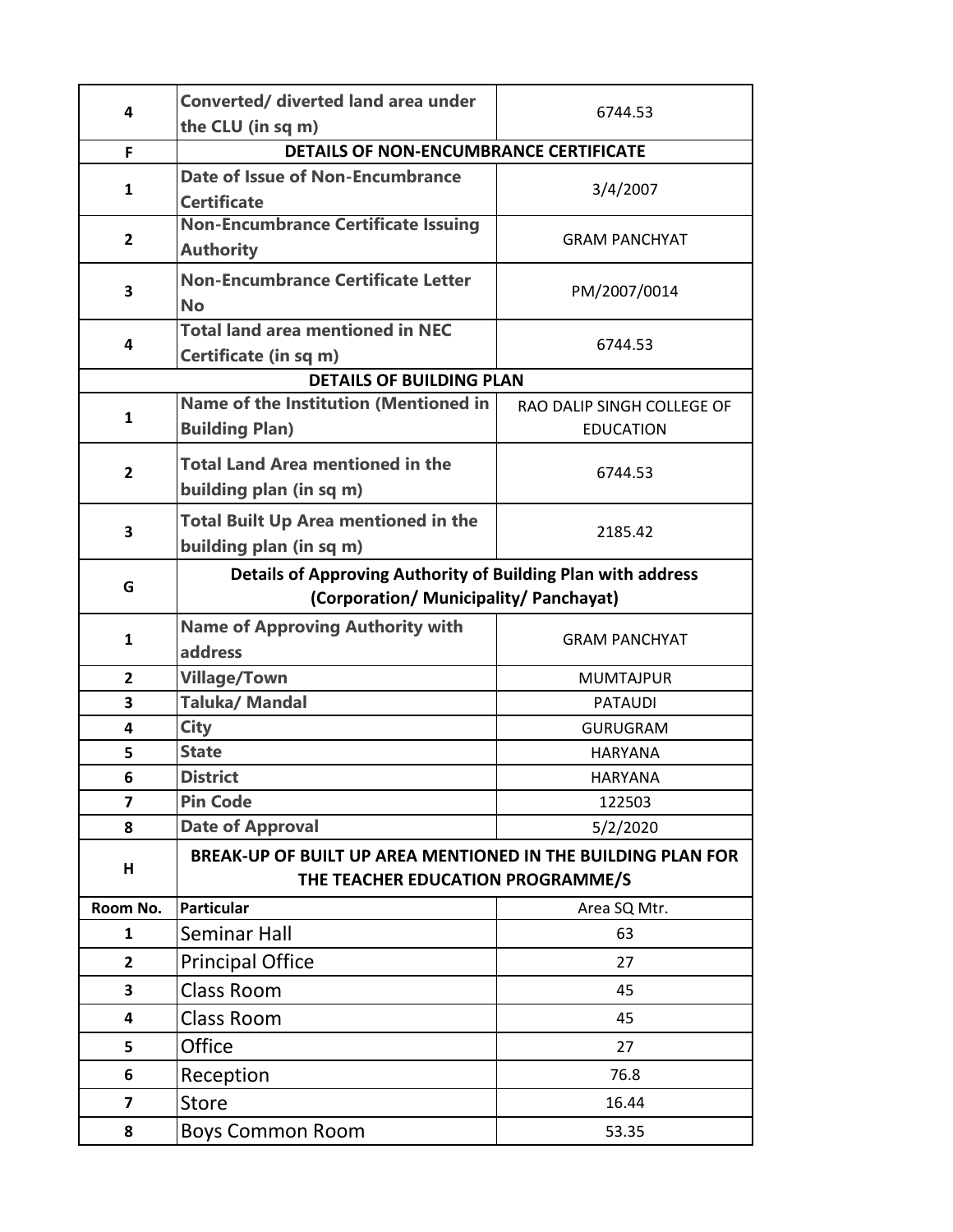| | | |
|---|---|---|
| 4 | **Converted/ diverted land area under the CLU (in sq m)** | 6744.53 |
| F | **DETAILS OF NON-ENCUMBRANCE CERTIFICATE** | |
| 1 | **Date of Issue of Non-Encumbrance Certificate** | 3/4/2007 |
| 2 | **Non-Encumbrance Certificate Issuing Authority** | GRAM PANCHYAT |
| 3 | **Non-Encumbrance Certificate Letter No** | PM/2007/0014 |
| 4 | **Total land area mentioned in NEC Certificate (in sq m)** | 6744.53 |
| | **DETAILS OF BUILDING PLAN** | |
| 1 | **Name of the Institution (Mentioned in Building Plan)** | RAO DALIP SINGH COLLEGE OF EDUCATION |
| 2 | **Total Land Area mentioned in the building plan (in sq m)** | 6744.53 |
| 3 | **Total Built Up Area mentioned in the building plan (in sq m)** | 2185.42 |
| G | **Details of Approving Authority of Building Plan with address (Corporation/ Municipality/ Panchayat)** | |
| 1 | **Name of Approving Authority with address** | GRAM PANCHYAT |
| 2 | **Village/Town** | MUMTAJPUR |
| 3 | **Taluka/ Mandal** | PATAUDI |
| 4 | **City** | GURUGRAM |
| 5 | **State** | HARYANA |
| 6 | **District** | HARYANA |
| 7 | **Pin Code** | 122503 |
| 8 | **Date of Approval** | 5/2/2020 |
| H | **BREAK-UP OF BUILT UP AREA MENTIONED IN THE BUILDING PLAN FOR THE TEACHER EDUCATION PROGRAMME/S** | |
| **Room No.** | **Particular** | Area SQ Mtr. |
| 1 | Seminar Hall | 63 |
| 2 | Principal Office | 27 |
| 3 | Class Room | 45 |
| 4 | Class Room | 45 |
| 5 | Office | 27 |
| 6 | Reception | 76.8 |
| 7 | Store | 16.44 |
| 8 | Boys Common Room | 53.35 |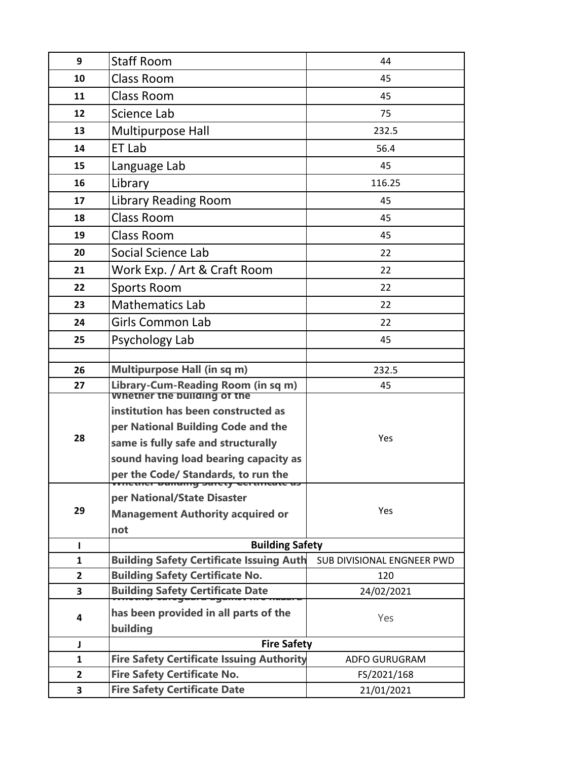| | | |
|---|---|---|
| 9 | Staff Room | 44 |
| 10 | Class Room | 45 |
| 11 | Class Room | 45 |
| 12 | Science Lab | 75 |
| 13 | Multipurpose Hall | 232.5 |
| 14 | ET Lab | 56.4 |
| 15 | Language Lab | 45 |
| 16 | Library | 116.25 |
| 17 | Library Reading Room | 45 |
| 18 | Class Room | 45 |
| 19 | Class Room | 45 |
| 20 | Social Science Lab | 22 |
| 21 | Work Exp. / Art & Craft Room | 22 |
| 22 | Sports Room | 22 |
| 23 | Mathematics Lab | 22 |
| 24 | Girls Common Lab | 22 |
| 25 | Psychology Lab | 45 |
| | | |
| 26 | **Multipurpose Hall (in sq m)** | 232.5 |
| 27 | **Library-Cum-Reading Room (in sq m)** | 45 |
| 28 | **Whether the building of the institution has been constructed as per National Building Code and the same is fully safe and structurally sound having load bearing capacity as per the Code/ Standards, to run the** | Yes |
| 29 | **Whether Building Safety Certificate as per National/State Disaster Management Authority acquired or not** | Yes |
| I | **Building Safety** | |
| 1 | **Building Safety Certificate Issuing Auth** | SUB DIVISIONAL ENGNEER PWD |
| 2 | **Building Safety Certificate No.** | 120 |
| 3 | **Building Safety Certificate Date** | 24/02/2021 |
| 4 | **Whether safeguard against fire hazard has been provided in all parts of the building** | Yes |
| J | **Fire Safety** | |
| 1 | **Fire Safety Certificate Issuing Authority** | ADFO GURUGRAM |
| 2 | **Fire Safety Certificate No.** | FS/2021/168 |
| 3 | **Fire Safety Certificate Date** | 21/01/2021 |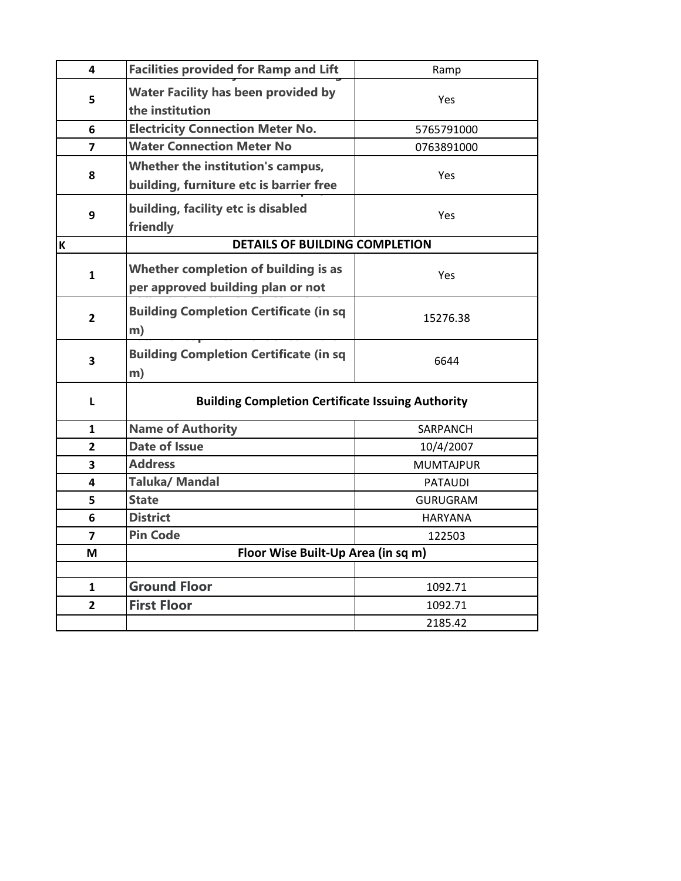| 4 | Facilities provided for Ramp and Lift | Ramp |
|---|---|---|
| 5 | Water Facility has been provided by the institution | Yes |
| 6 | Electricity Connection Meter No. | 5765791000 |
| 7 | Water Connection Meter No | 0763891000 |
| 8 | Whether the institution's campus, building, furniture etc is barrier free | Yes |
| 9 | building, facility etc is disabled friendly | Yes |
| K | DETAILS OF BUILDING COMPLETION | |
| 1 | Whether completion of building is as per approved building plan or not | Yes |
| 2 | Building Completion Certificate (in sq m) | 15276.38 |
| 3 | Building Completion Certificate (in sq m) | 6644 |
| L | Building Completion Certificate Issuing Authority | |
| 1 | Name of Authority | SARPANCH |
| 2 | Date of Issue | 10/4/2007 |
| 3 | Address | MUMTAJPUR |
| 4 | Taluka/ Mandal | PATAUDI |
| 5 | State | GURUGRAM |
| 6 | District | HARYANA |
| 7 | Pin Code | 122503 |
| M | Floor Wise Built-Up Area (in sq m) | |
| | | |
| 1 | Ground Floor | 1092.71 |
| 2 | First Floor | 1092.71 |
| | | 2185.42 |